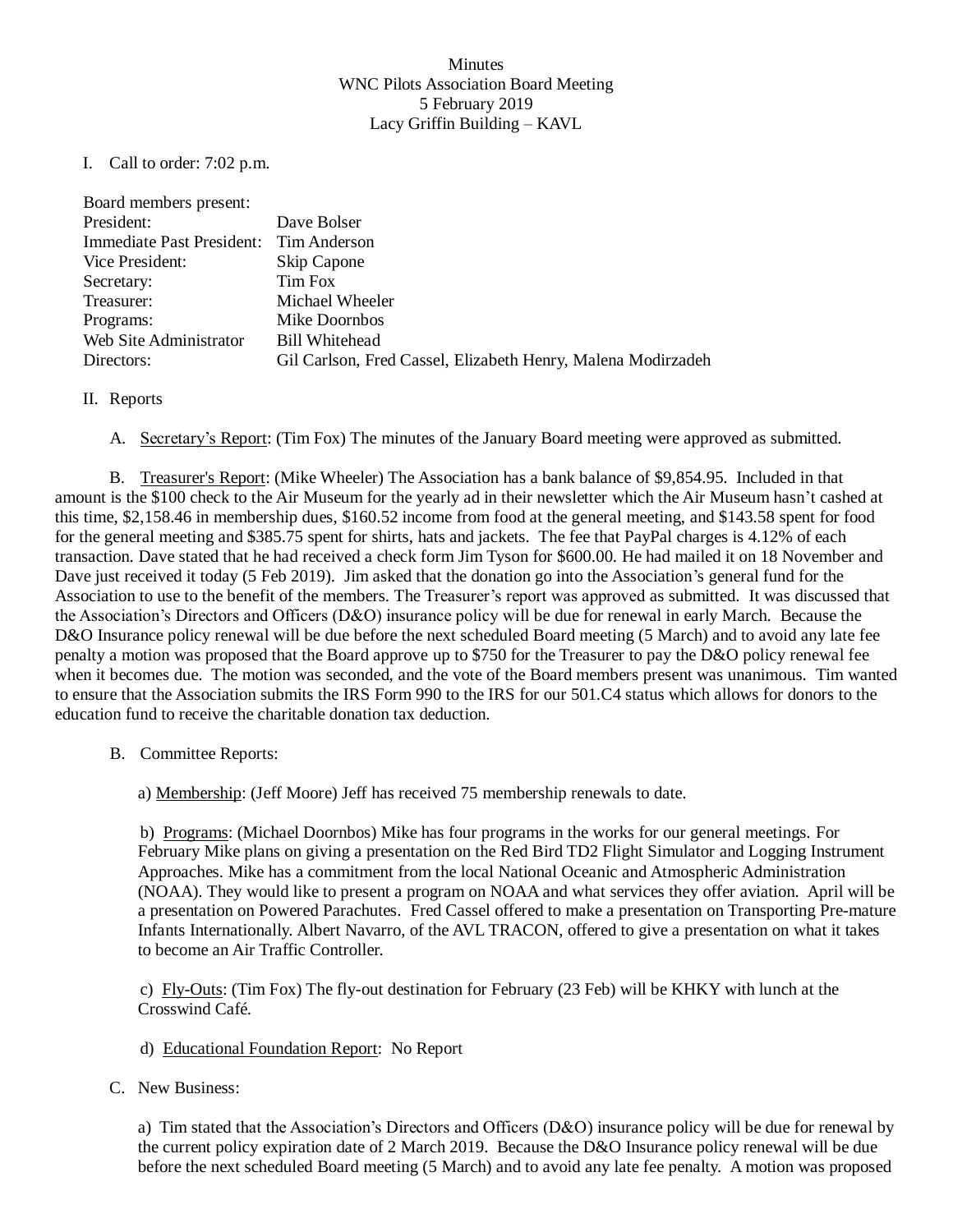Minutes
WNC Pilots Association Board Meeting
5 February 2019
Lacy Griffin Building – KAVL

I. Call to order: 7:02 p.m.

| Board members present: | |
|---|---|
| President: | Dave Bolser |
| Immediate Past President: | Tim Anderson |
| Vice President: | Skip Capone |
| Secretary: | Tim Fox |
| Treasurer: | Michael Wheeler |
| Programs: | Mike Doornbos |
| Web Site Administrator | Bill Whitehead |
| Directors: | Gil Carlson, Fred Cassel, Elizabeth Henry, Malena Modirzadeh |

II. Reports

A. Secretary's Report: (Tim Fox) The minutes of the January Board meeting were approved as submitted.

B. Treasurer's Report: (Mike Wheeler) The Association has a bank balance of $9,854.95. Included in that amount is the $100 check to the Air Museum for the yearly ad in their newsletter which the Air Museum hasn't cashed at this time, $2,158.46 in membership dues, $160.52 income from food at the general meeting, and $143.58 spent for food for the general meeting and $385.75 spent for shirts, hats and jackets. The fee that PayPal charges is 4.12% of each transaction. Dave stated that he had received a check form Jim Tyson for $600.00. He had mailed it on 18 November and Dave just received it today (5 Feb 2019). Jim asked that the donation go into the Association's general fund for the Association to use to the benefit of the members. The Treasurer's report was approved as submitted. It was discussed that the Association's Directors and Officers (D&O) insurance policy will be due for renewal in early March. Because the D&O Insurance policy renewal will be due before the next scheduled Board meeting (5 March) and to avoid any late fee penalty a motion was proposed that the Board approve up to $750 for the Treasurer to pay the D&O policy renewal fee when it becomes due. The motion was seconded, and the vote of the Board members present was unanimous. Tim wanted to ensure that the Association submits the IRS Form 990 to the IRS for our 501.C4 status which allows for donors to the education fund to receive the charitable donation tax deduction.

B. Committee Reports:

a) Membership: (Jeff Moore) Jeff has received 75 membership renewals to date.

b) Programs: (Michael Doornbos) Mike has four programs in the works for our general meetings. For February Mike plans on giving a presentation on the Red Bird TD2 Flight Simulator and Logging Instrument Approaches. Mike has a commitment from the local National Oceanic and Atmospheric Administration (NOAA). They would like to present a program on NOAA and what services they offer aviation. April will be a presentation on Powered Parachutes. Fred Cassel offered to make a presentation on Transporting Pre-mature Infants Internationally. Albert Navarro, of the AVL TRACON, offered to give a presentation on what it takes to become an Air Traffic Controller.

c) Fly-Outs: (Tim Fox) The fly-out destination for February (23 Feb) will be KHKY with lunch at the Crosswind Café.

d) Educational Foundation Report: No Report

C. New Business:

a) Tim stated that the Association's Directors and Officers (D&O) insurance policy will be due for renewal by the current policy expiration date of 2 March 2019. Because the D&O Insurance policy renewal will be due before the next scheduled Board meeting (5 March) and to avoid any late fee penalty. A motion was proposed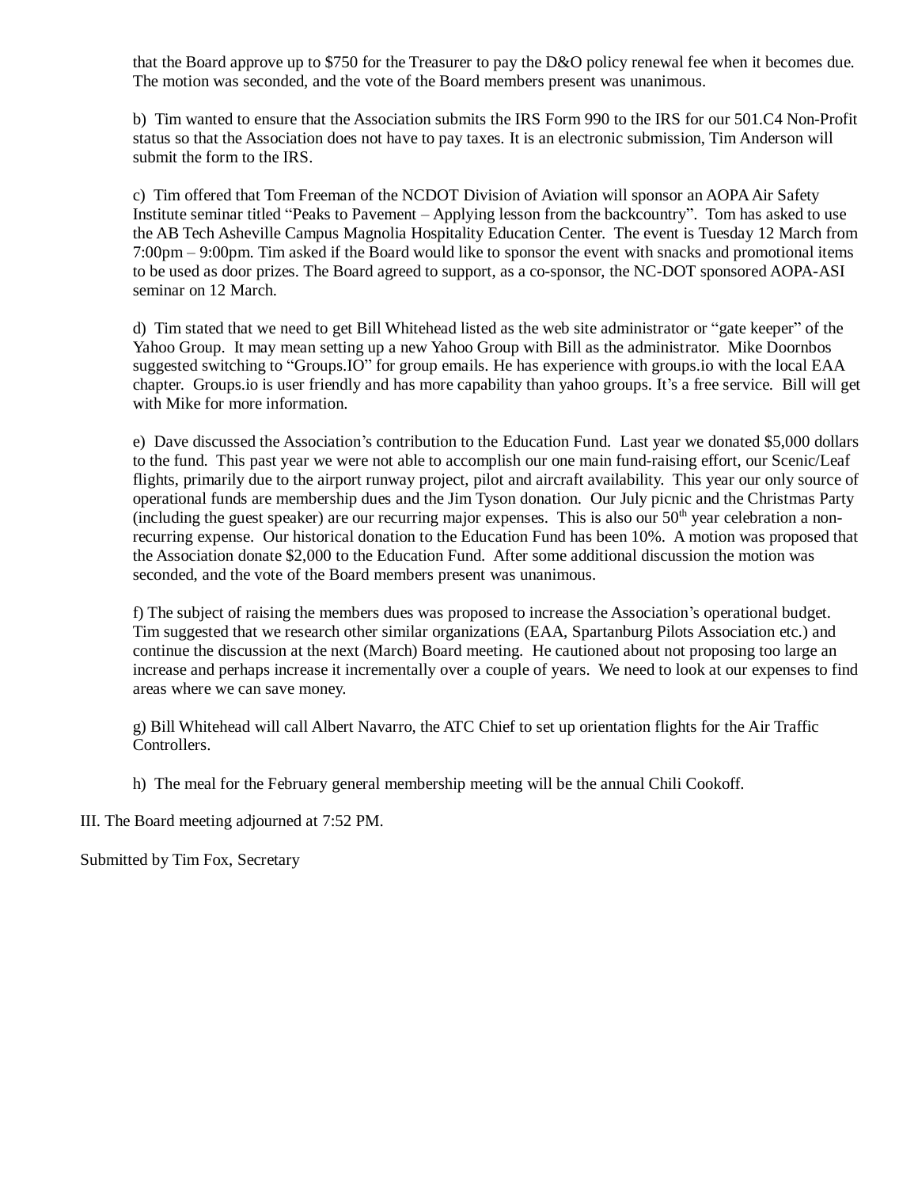that the Board approve up to $750 for the Treasurer to pay the D&O policy renewal fee when it becomes due. The motion was seconded, and the vote of the Board members present was unanimous.

b) Tim wanted to ensure that the Association submits the IRS Form 990 to the IRS for our 501.C4 Non-Profit status so that the Association does not have to pay taxes. It is an electronic submission, Tim Anderson will submit the form to the IRS.

c) Tim offered that Tom Freeman of the NCDOT Division of Aviation will sponsor an AOPA Air Safety Institute seminar titled "Peaks to Pavement – Applying lesson from the backcountry". Tom has asked to use the AB Tech Asheville Campus Magnolia Hospitality Education Center. The event is Tuesday 12 March from 7:00pm – 9:00pm. Tim asked if the Board would like to sponsor the event with snacks and promotional items to be used as door prizes. The Board agreed to support, as a co-sponsor, the NC-DOT sponsored AOPA-ASI seminar on 12 March.

d) Tim stated that we need to get Bill Whitehead listed as the web site administrator or "gate keeper" of the Yahoo Group. It may mean setting up a new Yahoo Group with Bill as the administrator. Mike Doornbos suggested switching to "Groups.IO" for group emails. He has experience with groups.io with the local EAA chapter. Groups.io is user friendly and has more capability than yahoo groups. It's a free service. Bill will get with Mike for more information.

e) Dave discussed the Association's contribution to the Education Fund. Last year we donated $5,000 dollars to the fund. This past year we were not able to accomplish our one main fund-raising effort, our Scenic/Leaf flights, primarily due to the airport runway project, pilot and aircraft availability. This year our only source of operational funds are membership dues and the Jim Tyson donation. Our July picnic and the Christmas Party (including the guest speaker) are our recurring major expenses. This is also our 50th year celebration a non-recurring expense. Our historical donation to the Education Fund has been 10%. A motion was proposed that the Association donate $2,000 to the Education Fund. After some additional discussion the motion was seconded, and the vote of the Board members present was unanimous.

f) The subject of raising the members dues was proposed to increase the Association's operational budget. Tim suggested that we research other similar organizations (EAA, Spartanburg Pilots Association etc.) and continue the discussion at the next (March) Board meeting. He cautioned about not proposing too large an increase and perhaps increase it incrementally over a couple of years. We need to look at our expenses to find areas where we can save money.

g) Bill Whitehead will call Albert Navarro, the ATC Chief to set up orientation flights for the Air Traffic Controllers.

h) The meal for the February general membership meeting will be the annual Chili Cookoff.

III. The Board meeting adjourned at 7:52 PM.

Submitted by Tim Fox, Secretary